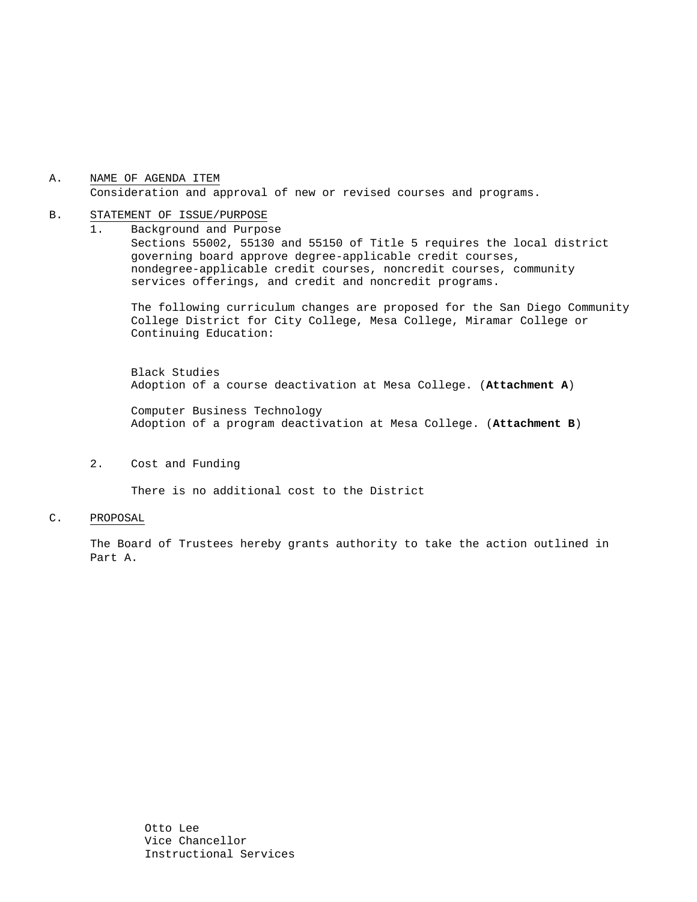A. <u>NAME OF AGENDA ITEM</u>

Consideration and approval of new or revised courses and programs.

B. <u>STATEMENT OF ISSUE/PURPOSE</u>

1. Background and Purpose

   Sections 55002, 55130 and 55150 of Title 5 requires the local district governing board approve degree-applicable credit courses, nondegree-applicable credit courses, noncredit courses, community services offerings, and credit and noncredit programs.

   The following curriculum changes are proposed for the San Diego Community College District for City College, Mesa College, Miramar College or Continuing Education:

   Black Studies
   Adoption of a course deactivation at Mesa College. (**Attachment A**)

   Computer Business Technology
   Adoption of a program deactivation at Mesa College. (**Attachment B**)

2. Cost and Funding

   There is no additional cost to the District

C. <u>PROPOSAL</u>

The Board of Trustees hereby grants authority to take the action outlined in Part A.

Otto Lee
Vice Chancellor
Instructional Services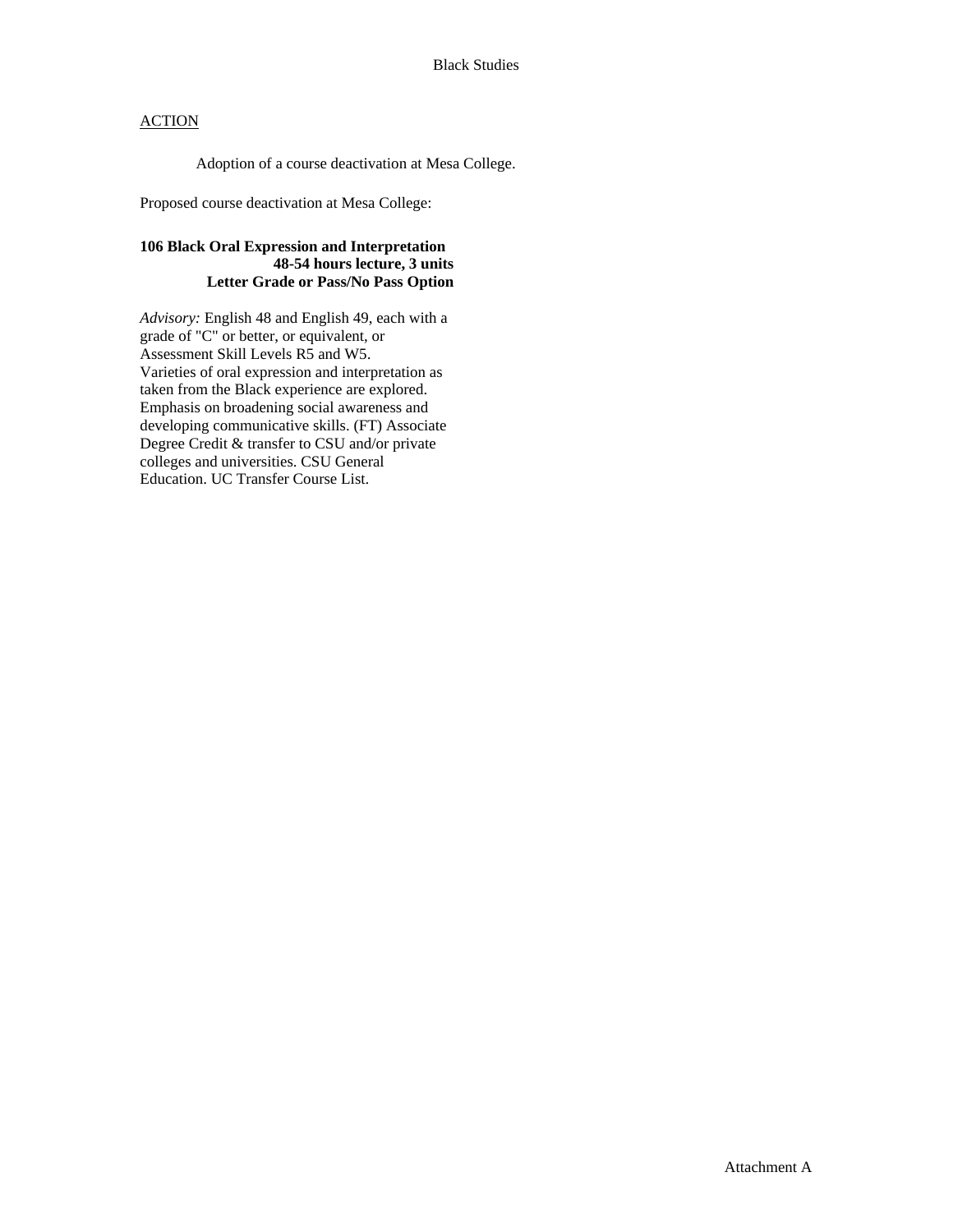Black Studies

<u>ACTION</u>

Adoption of a course deactivation at Mesa College.

Proposed course deactivation at Mesa College:

**106 Black Oral Expression and Interpretation**
**48-54 hours lecture, 3 units**
**Letter Grade or Pass/No Pass Option**

*Advisory:* English 48 and English 49, each with a grade of "C" or better, or equivalent, or Assessment Skill Levels R5 and W5.
Varieties of oral expression and interpretation as taken from the Black experience are explored. Emphasis on broadening social awareness and developing communicative skills. (FT) Associate Degree Credit & transfer to CSU and/or private colleges and universities. CSU General Education. UC Transfer Course List.

Attachment A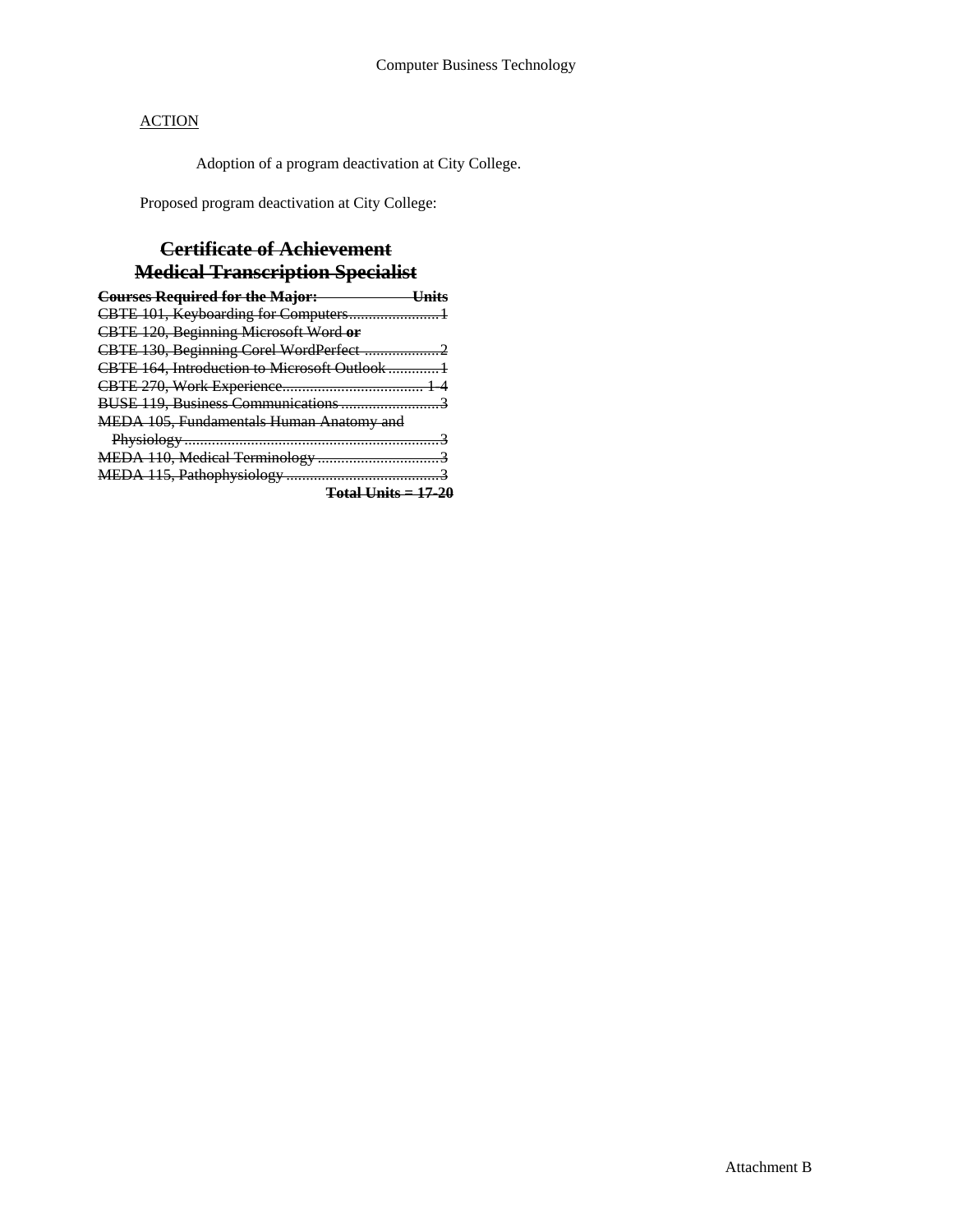Computer Business Technology

ACTION

Adoption of a program deactivation at City College.

Proposed program deactivation at City College:

## ~~Certificate of Achievement~~
## ~~Medical Transcription Specialist~~

| ~~**Courses Required for the Major:**~~ | ~~**Units**~~ |
|---|---|
| ~~CBTE 101, Keyboarding for Computers~~ | ~~1~~ |
| ~~CBTE 120, Beginning Microsoft Word **or**~~ | |
| ~~CBTE 130, Beginning Corel WordPerfect~~ | ~~2~~ |
| ~~CBTE 164, Introduction to Microsoft Outlook~~ | ~~1~~ |
| ~~CBTE 270, Work Experience~~ | ~~1-4~~ |
| ~~BUSE 119, Business Communications~~ | ~~3~~ |
| ~~MEDA 105, Fundamentals Human Anatomy and Physiology~~ | ~~3~~ |
| ~~MEDA 110, Medical Terminology~~ | ~~3~~ |
| ~~MEDA 115, Pathophysiology~~ | ~~3~~ |
| | ~~**Total Units = 17-20**~~ |

Attachment B